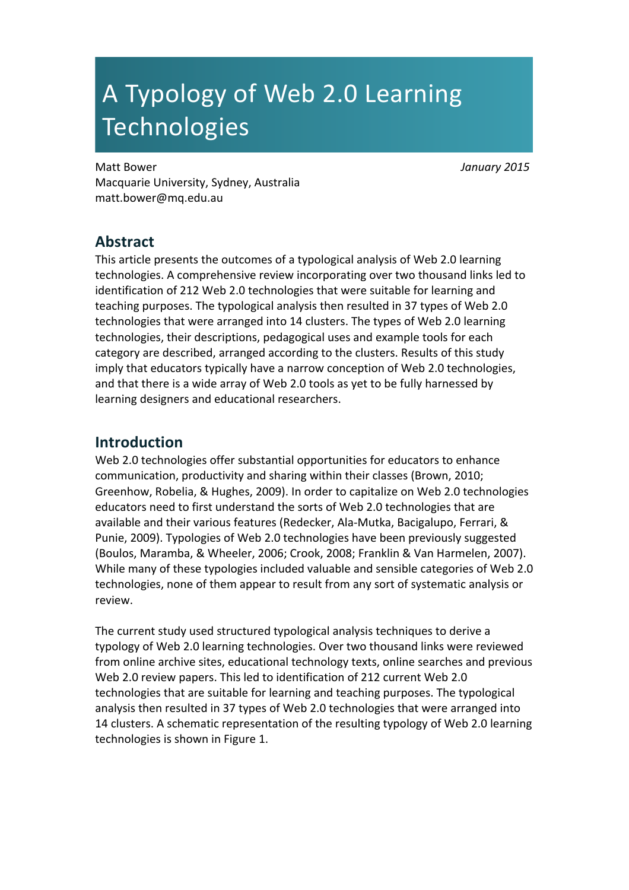# A Typology of Web 2.0 Learning Technologies

Matt Bower
Macquarie University, Sydney, Australia
matt.bower@mq.edu.au

*January 2015*

## Abstract

This article presents the outcomes of a typological analysis of Web 2.0 learning technologies. A comprehensive review incorporating over two thousand links led to identification of 212 Web 2.0 technologies that were suitable for learning and teaching purposes. The typological analysis then resulted in 37 types of Web 2.0 technologies that were arranged into 14 clusters. The types of Web 2.0 learning technologies, their descriptions, pedagogical uses and example tools for each category are described, arranged according to the clusters. Results of this study imply that educators typically have a narrow conception of Web 2.0 technologies, and that there is a wide array of Web 2.0 tools as yet to be fully harnessed by learning designers and educational researchers.

## Introduction

Web 2.0 technologies offer substantial opportunities for educators to enhance communication, productivity and sharing within their classes (Brown, 2010; Greenhow, Robelia, & Hughes, 2009). In order to capitalize on Web 2.0 technologies educators need to first understand the sorts of Web 2.0 technologies that are available and their various features (Redecker, Ala-Mutka, Bacigalupo, Ferrari, & Punie, 2009). Typologies of Web 2.0 technologies have been previously suggested (Boulos, Maramba, & Wheeler, 2006; Crook, 2008; Franklin & Van Harmelen, 2007). While many of these typologies included valuable and sensible categories of Web 2.0 technologies, none of them appear to result from any sort of systematic analysis or review.

The current study used structured typological analysis techniques to derive a typology of Web 2.0 learning technologies. Over two thousand links were reviewed from online archive sites, educational technology texts, online searches and previous Web 2.0 review papers. This led to identification of 212 current Web 2.0 technologies that are suitable for learning and teaching purposes. The typological analysis then resulted in 37 types of Web 2.0 technologies that were arranged into 14 clusters. A schematic representation of the resulting typology of Web 2.0 learning technologies is shown in Figure 1.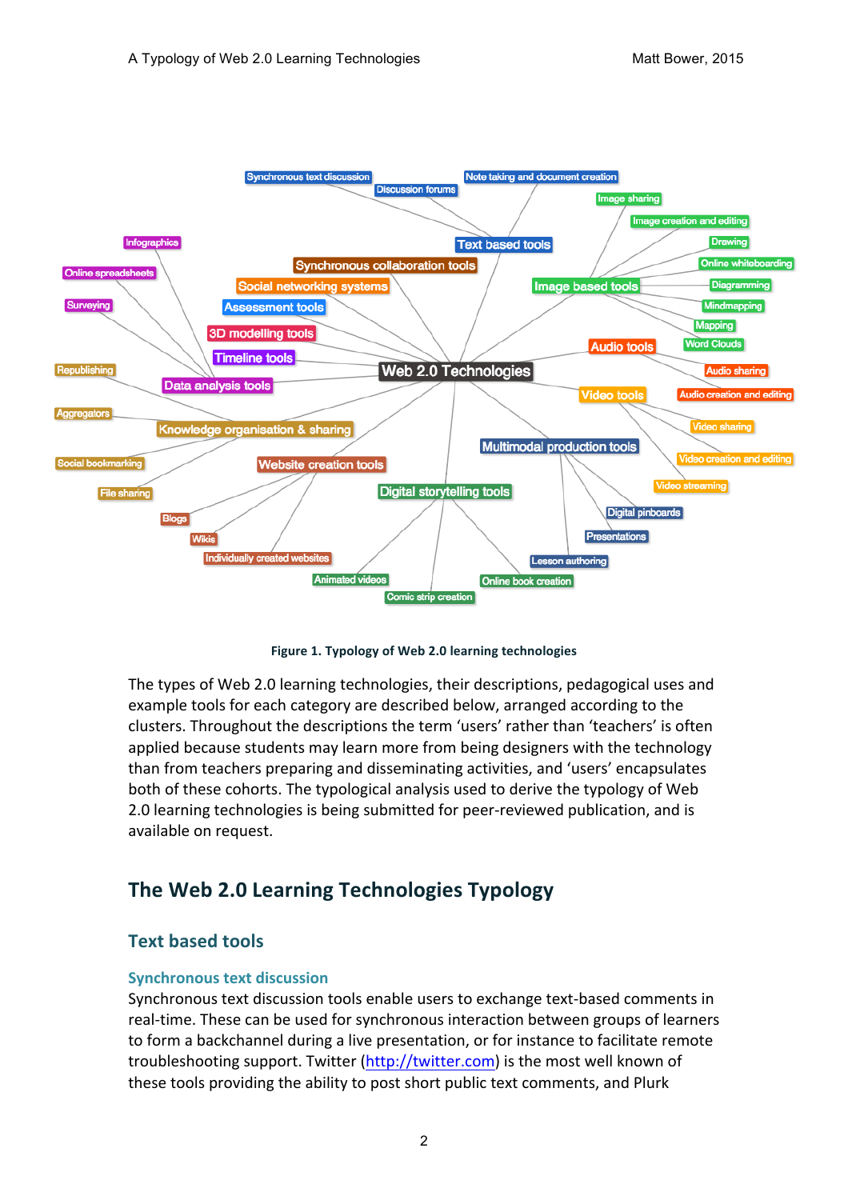Figure 1. Typology of Web 2.0 learning technologies

The types of Web 2.0 learning technologies, their descriptions, pedagogical uses and example tools for each category are described below, arranged according to the clusters. Throughout the descriptions the term 'users' rather than 'teachers' is often applied because students may learn more from being designers with the technology than from teachers preparing and disseminating activities, and 'users' encapsulates both of these cohorts. The typological analysis used to derive the typology of Web 2.0 learning technologies is being submitted for peer-reviewed publication, and is available on request.

## The Web 2.0 Learning Technologies Typology

### Text based tools

#### Synchronous text discussion

Synchronous text discussion tools enable users to exchange text-based comments in real-time. These can be used for synchronous interaction between groups of learners to form a backchannel during a live presentation, or for instance to facilitate remote troubleshooting support. Twitter (http://twitter.com) is the most well known of these tools providing the ability to post short public text comments, and Plurk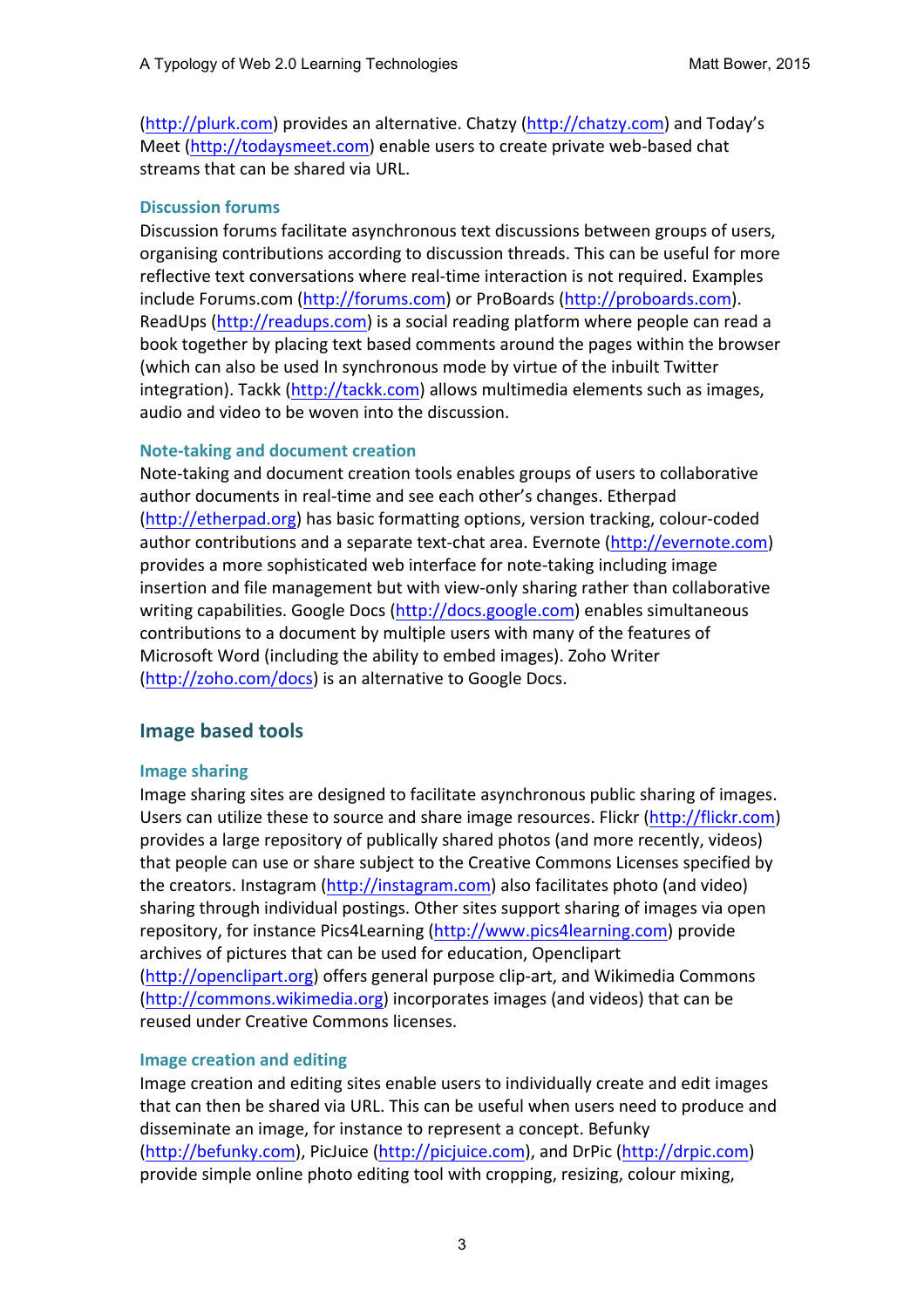(http://plurk.com) provides an alternative. Chatzy (http://chatzy.com) and Today's Meet (http://todaysmeet.com) enable users to create private web-based chat streams that can be shared via URL.

### Discussion forums

Discussion forums facilitate asynchronous text discussions between groups of users, organising contributions according to discussion threads. This can be useful for more reflective text conversations where real-time interaction is not required. Examples include Forums.com (http://forums.com) or ProBoards (http://proboards.com). ReadUps (http://readups.com) is a social reading platform where people can read a book together by placing text based comments around the pages within the browser (which can also be used In synchronous mode by virtue of the inbuilt Twitter integration). Tackk (http://tackk.com) allows multimedia elements such as images, audio and video to be woven into the discussion.

### Note-taking and document creation

Note-taking and document creation tools enables groups of users to collaborative author documents in real-time and see each other's changes. Etherpad (http://etherpad.org) has basic formatting options, version tracking, colour-coded author contributions and a separate text-chat area. Evernote (http://evernote.com) provides a more sophisticated web interface for note-taking including image insertion and file management but with view-only sharing rather than collaborative writing capabilities. Google Docs (http://docs.google.com) enables simultaneous contributions to a document by multiple users with many of the features of Microsoft Word (including the ability to embed images). Zoho Writer (http://zoho.com/docs) is an alternative to Google Docs.

## Image based tools

### Image sharing

Image sharing sites are designed to facilitate asynchronous public sharing of images. Users can utilize these to source and share image resources. Flickr (http://flickr.com) provides a large repository of publically shared photos (and more recently, videos) that people can use or share subject to the Creative Commons Licenses specified by the creators. Instagram (http://instagram.com) also facilitates photo (and video) sharing through individual postings. Other sites support sharing of images via open repository, for instance Pics4Learning (http://www.pics4learning.com) provide archives of pictures that can be used for education, Openclipart (http://openclipart.org) offers general purpose clip-art, and Wikimedia Commons (http://commons.wikimedia.org) incorporates images (and videos) that can be reused under Creative Commons licenses.

### Image creation and editing

Image creation and editing sites enable users to individually create and edit images that can then be shared via URL. This can be useful when users need to produce and disseminate an image, for instance to represent a concept. Befunky (http://befunky.com), PicJuice (http://picjuice.com), and DrPic (http://drpic.com) provide simple online photo editing tool with cropping, resizing, colour mixing,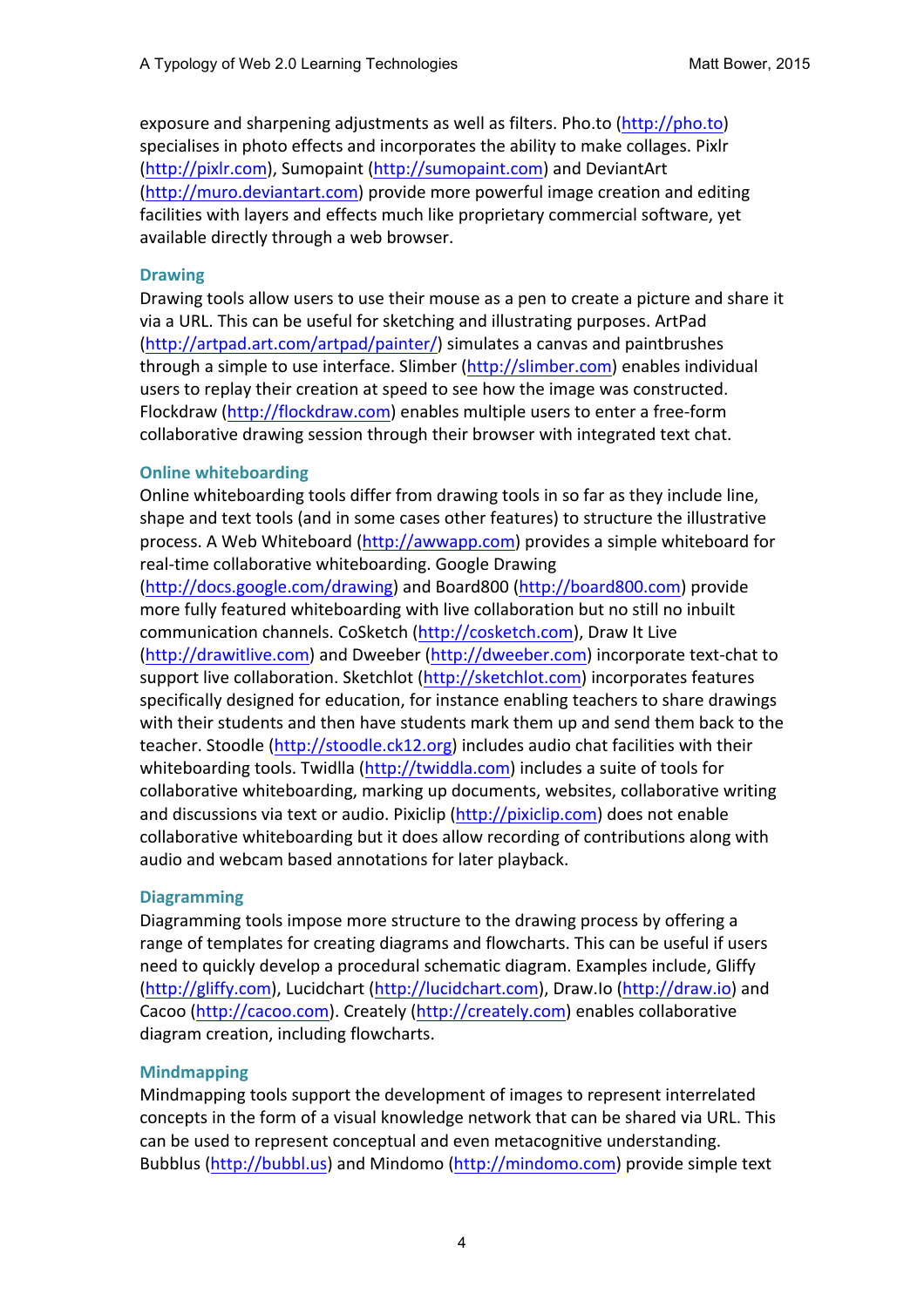exposure and sharpening adjustments as well as filters. Pho.to (http://pho.to) specialises in photo effects and incorporates the ability to make collages. Pixlr (http://pixlr.com), Sumopaint (http://sumopaint.com) and DeviantArt (http://muro.deviantart.com) provide more powerful image creation and editing facilities with layers and effects much like proprietary commercial software, yet available directly through a web browser.

### Drawing

Drawing tools allow users to use their mouse as a pen to create a picture and share it via a URL. This can be useful for sketching and illustrating purposes. ArtPad (http://artpad.art.com/artpad/painter/) simulates a canvas and paintbrushes through a simple to use interface. Slimber (http://slimber.com) enables individual users to replay their creation at speed to see how the image was constructed. Flockdraw (http://flockdraw.com) enables multiple users to enter a free-form collaborative drawing session through their browser with integrated text chat.

### Online whiteboarding

Online whiteboarding tools differ from drawing tools in so far as they include line, shape and text tools (and in some cases other features) to structure the illustrative process. A Web Whiteboard (http://awwapp.com) provides a simple whiteboard for real-time collaborative whiteboarding. Google Drawing (http://docs.google.com/drawing) and Board800 (http://board800.com) provide more fully featured whiteboarding with live collaboration but no still no inbuilt communication channels. CoSketch (http://cosketch.com), Draw It Live (http://drawitlive.com) and Dweeber (http://dweeber.com) incorporate text-chat to support live collaboration. Sketchlot (http://sketchlot.com) incorporates features specifically designed for education, for instance enabling teachers to share drawings with their students and then have students mark them up and send them back to the teacher. Stoodle (http://stoodle.ck12.org) includes audio chat facilities with their whiteboarding tools. Twidlla (http://twiddla.com) includes a suite of tools for collaborative whiteboarding, marking up documents, websites, collaborative writing and discussions via text or audio. Pixiclip (http://pixiclip.com) does not enable collaborative whiteboarding but it does allow recording of contributions along with audio and webcam based annotations for later playback.

### Diagramming

Diagramming tools impose more structure to the drawing process by offering a range of templates for creating diagrams and flowcharts. This can be useful if users need to quickly develop a procedural schematic diagram. Examples include, Gliffy (http://gliffy.com), Lucidchart (http://lucidchart.com), Draw.Io (http://draw.io) and Cacoo (http://cacoo.com). Creately (http://creately.com) enables collaborative diagram creation, including flowcharts.

### Mindmapping

Mindmapping tools support the development of images to represent interrelated concepts in the form of a visual knowledge network that can be shared via URL. This can be used to represent conceptual and even metacognitive understanding. Bubblus (http://bubbl.us) and Mindomo (http://mindomo.com) provide simple text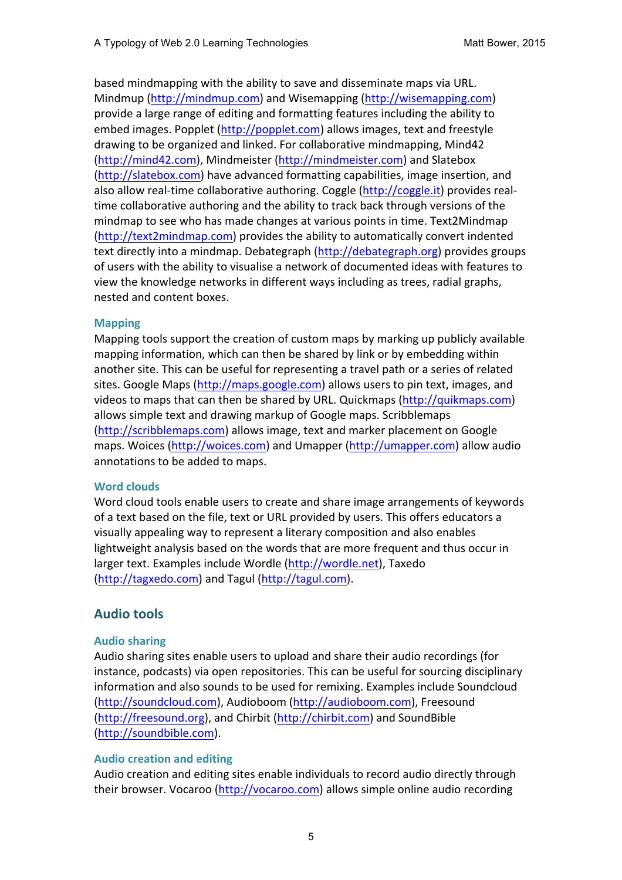based mindmapping with the ability to save and disseminate maps via URL. Mindmup (http://mindmup.com) and Wisemapping (http://wisemapping.com) provide a large range of editing and formatting features including the ability to embed images. Popplet (http://popplet.com) allows images, text and freestyle drawing to be organized and linked. For collaborative mindmapping, Mind42 (http://mind42.com), Mindmeister (http://mindmeister.com) and Slatebox (http://slatebox.com) have advanced formatting capabilities, image insertion, and also allow real-time collaborative authoring. Coggle (http://coggle.it) provides real-time collaborative authoring and the ability to track back through versions of the mindmap to see who has made changes at various points in time. Text2Mindmap (http://text2mindmap.com) provides the ability to automatically convert indented text directly into a mindmap. Debategraph (http://debategraph.org) provides groups of users with the ability to visualise a network of documented ideas with features to view the knowledge networks in different ways including as trees, radial graphs, nested and content boxes.

### Mapping

Mapping tools support the creation of custom maps by marking up publicly available mapping information, which can then be shared by link or by embedding within another site. This can be useful for representing a travel path or a series of related sites. Google Maps (http://maps.google.com) allows users to pin text, images, and videos to maps that can then be shared by URL. Quickmaps (http://quikmaps.com) allows simple text and drawing markup of Google maps. Scribblemaps (http://scribblemaps.com) allows image, text and marker placement on Google maps. Woices (http://woices.com) and Umapper (http://umapper.com) allow audio annotations to be added to maps.

### Word clouds

Word cloud tools enable users to create and share image arrangements of keywords of a text based on the file, text or URL provided by users. This offers educators a visually appealing way to represent a literary composition and also enables lightweight analysis based on the words that are more frequent and thus occur in larger text. Examples include Wordle (http://wordle.net), Taxedo (http://tagxedo.com) and Tagul (http://tagul.com).

## Audio tools

### Audio sharing

Audio sharing sites enable users to upload and share their audio recordings (for instance, podcasts) via open repositories. This can be useful for sourcing disciplinary information and also sounds to be used for remixing. Examples include Soundcloud (http://soundcloud.com), Audioboom (http://audioboom.com), Freesound (http://freesound.org), and Chirbit (http://chirbit.com) and SoundBible (http://soundbible.com).

### Audio creation and editing

Audio creation and editing sites enable individuals to record audio directly through their browser. Vocaroo (http://vocaroo.com) allows simple online audio recording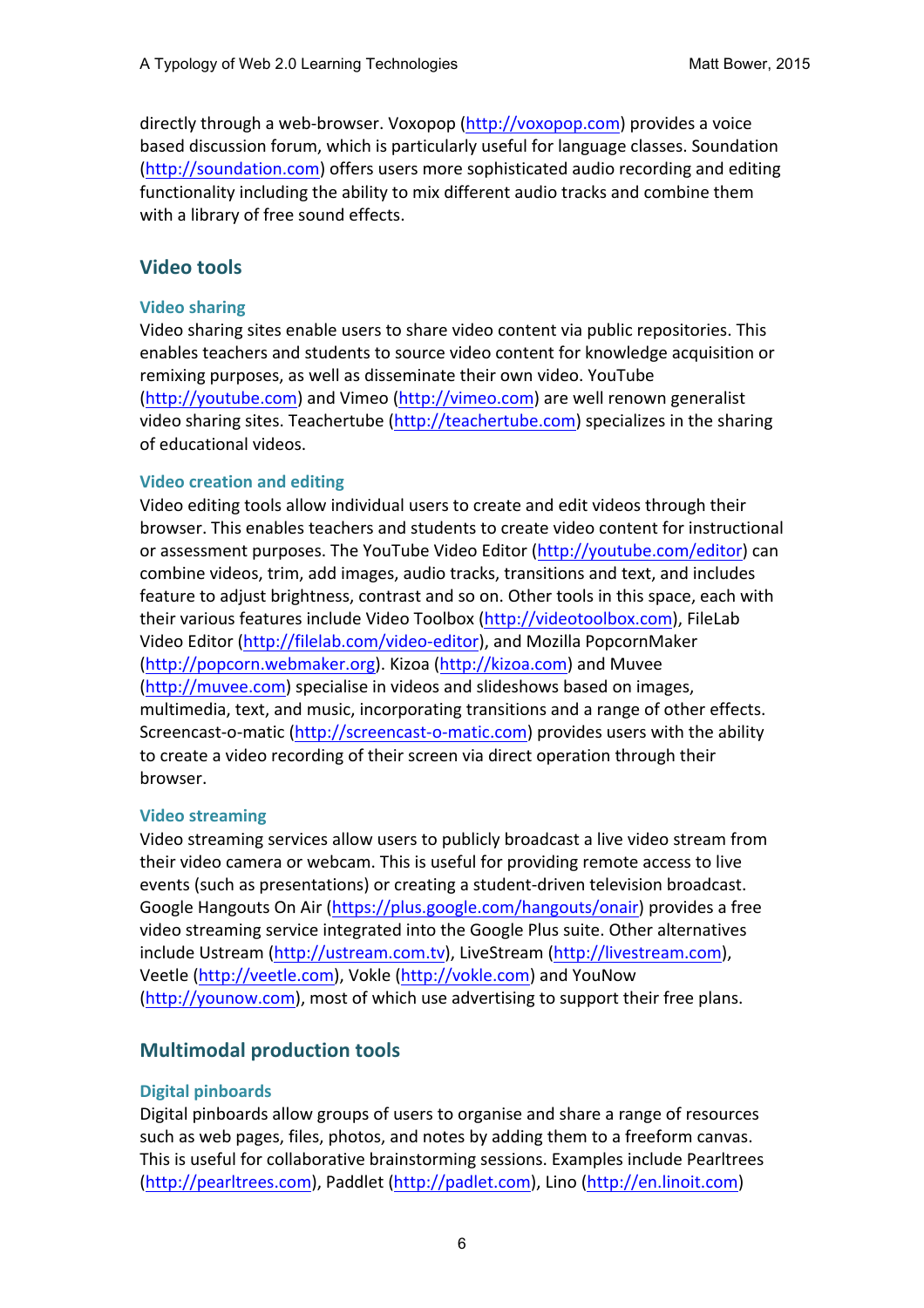directly through a web-browser. Voxopop (http://voxopop.com) provides a voice based discussion forum, which is particularly useful for language classes. Soundation (http://soundation.com) offers users more sophisticated audio recording and editing functionality including the ability to mix different audio tracks and combine them with a library of free sound effects.

## Video tools

### Video sharing

Video sharing sites enable users to share video content via public repositories. This enables teachers and students to source video content for knowledge acquisition or remixing purposes, as well as disseminate their own video. YouTube (http://youtube.com) and Vimeo (http://vimeo.com) are well renown generalist video sharing sites. Teachertube (http://teachertube.com) specializes in the sharing of educational videos.

### Video creation and editing

Video editing tools allow individual users to create and edit videos through their browser. This enables teachers and students to create video content for instructional or assessment purposes. The YouTube Video Editor (http://youtube.com/editor) can combine videos, trim, add images, audio tracks, transitions and text, and includes feature to adjust brightness, contrast and so on. Other tools in this space, each with their various features include Video Toolbox (http://videotoolbox.com), FileLab Video Editor (http://filelab.com/video-editor), and Mozilla PopcornMaker (http://popcorn.webmaker.org). Kizoa (http://kizoa.com) and Muvee (http://muvee.com) specialise in videos and slideshows based on images, multimedia, text, and music, incorporating transitions and a range of other effects. Screencast-o-matic (http://screencast-o-matic.com) provides users with the ability to create a video recording of their screen via direct operation through their browser.

### Video streaming

Video streaming services allow users to publicly broadcast a live video stream from their video camera or webcam. This is useful for providing remote access to live events (such as presentations) or creating a student-driven television broadcast. Google Hangouts On Air (https://plus.google.com/hangouts/onair) provides a free video streaming service integrated into the Google Plus suite. Other alternatives include Ustream (http://ustream.com.tv), LiveStream (http://livestream.com), Veetle (http://veetle.com), Vokle (http://vokle.com) and YouNow (http://younow.com), most of which use advertising to support their free plans.

## Multimodal production tools

### Digital pinboards

Digital pinboards allow groups of users to organise and share a range of resources such as web pages, files, photos, and notes by adding them to a freeform canvas. This is useful for collaborative brainstorming sessions. Examples include Pearltrees (http://pearltrees.com), Paddlet (http://padlet.com), Lino (http://en.linoit.com)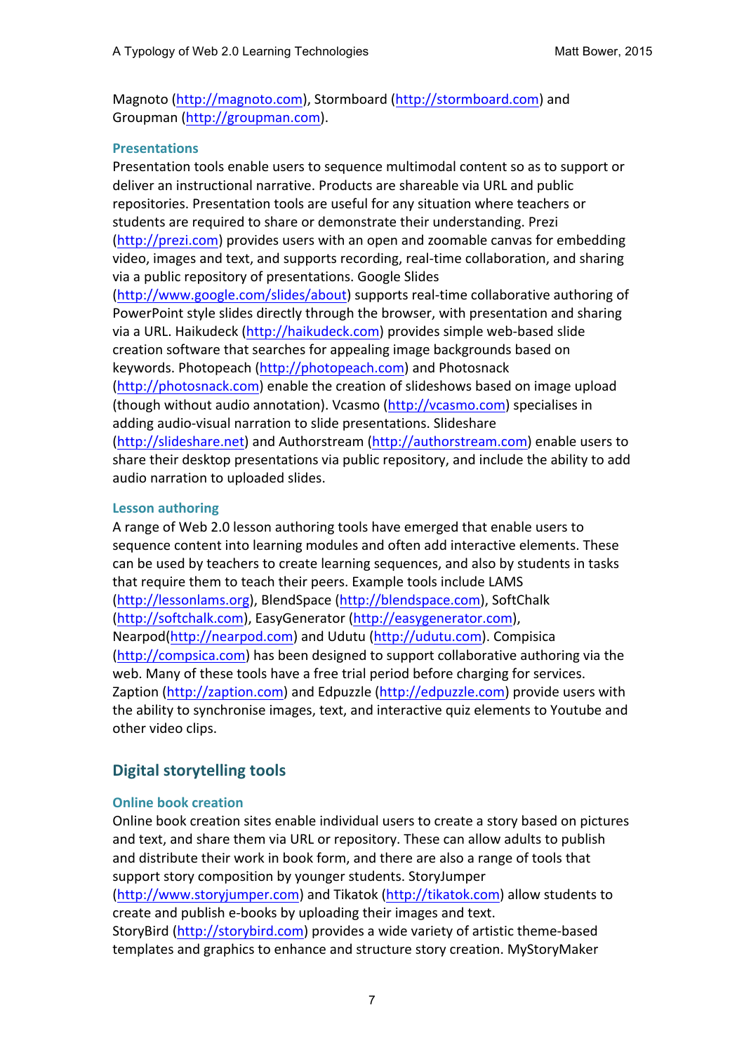Magnoto (http://magnoto.com), Stormboard (http://stormboard.com) and Groupman (http://groupman.com).

### Presentations

Presentation tools enable users to sequence multimodal content so as to support or deliver an instructional narrative. Products are shareable via URL and public repositories. Presentation tools are useful for any situation where teachers or students are required to share or demonstrate their understanding. Prezi (http://prezi.com) provides users with an open and zoomable canvas for embedding video, images and text, and supports recording, real-time collaboration, and sharing via a public repository of presentations. Google Slides (http://www.google.com/slides/about) supports real-time collaborative authoring of PowerPoint style slides directly through the browser, with presentation and sharing via a URL. Haikudeck (http://haikudeck.com) provides simple web-based slide creation software that searches for appealing image backgrounds based on keywords. Photopeach (http://photopeach.com) and Photosnack (http://photosnack.com) enable the creation of slideshows based on image upload (though without audio annotation). Vcasmo (http://vcasmo.com) specialises in adding audio-visual narration to slide presentations. Slideshare (http://slideshare.net) and Authorstream (http://authorstream.com) enable users to share their desktop presentations via public repository, and include the ability to add audio narration to uploaded slides.

### Lesson authoring

A range of Web 2.0 lesson authoring tools have emerged that enable users to sequence content into learning modules and often add interactive elements. These can be used by teachers to create learning sequences, and also by students in tasks that require them to teach their peers. Example tools include LAMS (http://lessonlams.org), BlendSpace (http://blendspace.com), SoftChalk (http://softchalk.com), EasyGenerator (http://easygenerator.com), Nearpod(http://nearpod.com) and Udutu (http://udutu.com). Compisica (http://compsica.com) has been designed to support collaborative authoring via the web. Many of these tools have a free trial period before charging for services. Zaption (http://zaption.com) and Edpuzzle (http://edpuzzle.com) provide users with the ability to synchronise images, text, and interactive quiz elements to Youtube and other video clips.

## Digital storytelling tools

### Online book creation

Online book creation sites enable individual users to create a story based on pictures and text, and share them via URL or repository. These can allow adults to publish and distribute their work in book form, and there are also a range of tools that support story composition by younger students. StoryJumper (http://www.storyjumper.com) and Tikatok (http://tikatok.com) allow students to create and publish e-books by uploading their images and text. StoryBird (http://storybird.com) provides a wide variety of artistic theme-based templates and graphics to enhance and structure story creation. MyStoryMaker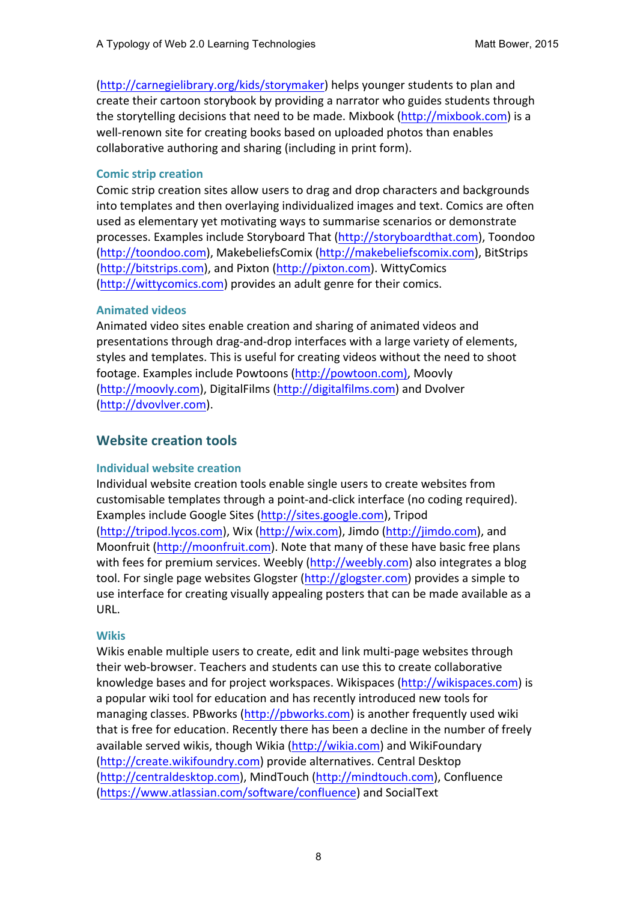(http://carnegielibrary.org/kids/storymaker) helps younger students to plan and create their cartoon storybook by providing a narrator who guides students through the storytelling decisions that need to be made. Mixbook (http://mixbook.com) is a well-renown site for creating books based on uploaded photos than enables collaborative authoring and sharing (including in print form).

### Comic strip creation

Comic strip creation sites allow users to drag and drop characters and backgrounds into templates and then overlaying individualized images and text. Comics are often used as elementary yet motivating ways to summarise scenarios or demonstrate processes. Examples include Storyboard That (http://storyboardthat.com), Toondoo (http://toondoo.com), MakebeliefsComix (http://makebeliefscomix.com), BitStrips (http://bitstrips.com), and Pixton (http://pixton.com). WittyComics (http://wittycomics.com) provides an adult genre for their comics.

### Animated videos

Animated video sites enable creation and sharing of animated videos and presentations through drag-and-drop interfaces with a large variety of elements, styles and templates. This is useful for creating videos without the need to shoot footage. Examples include Powtoons (http://powtoon.com), Moovly (http://moovly.com), DigitalFilms (http://digitalfilms.com) and Dvolver (http://dvovlver.com).

## Website creation tools

### Individual website creation

Individual website creation tools enable single users to create websites from customisable templates through a point-and-click interface (no coding required). Examples include Google Sites (http://sites.google.com), Tripod (http://tripod.lycos.com), Wix (http://wix.com), Jimdo (http://jimdo.com), and Moonfruit (http://moonfruit.com). Note that many of these have basic free plans with fees for premium services. Weebly (http://weebly.com) also integrates a blog tool. For single page websites Glogster (http://glogster.com) provides a simple to use interface for creating visually appealing posters that can be made available as a URL.

### Wikis

Wikis enable multiple users to create, edit and link multi-page websites through their web-browser. Teachers and students can use this to create collaborative knowledge bases and for project workspaces. Wikispaces (http://wikispaces.com) is a popular wiki tool for education and has recently introduced new tools for managing classes. PBworks (http://pbworks.com) is another frequently used wiki that is free for education. Recently there has been a decline in the number of freely available served wikis, though Wikia (http://wikia.com) and WikiFoundary (http://create.wikifoundry.com) provide alternatives. Central Desktop (http://centraldesktop.com), MindTouch (http://mindtouch.com), Confluence (https://www.atlassian.com/software/confluence) and SocialText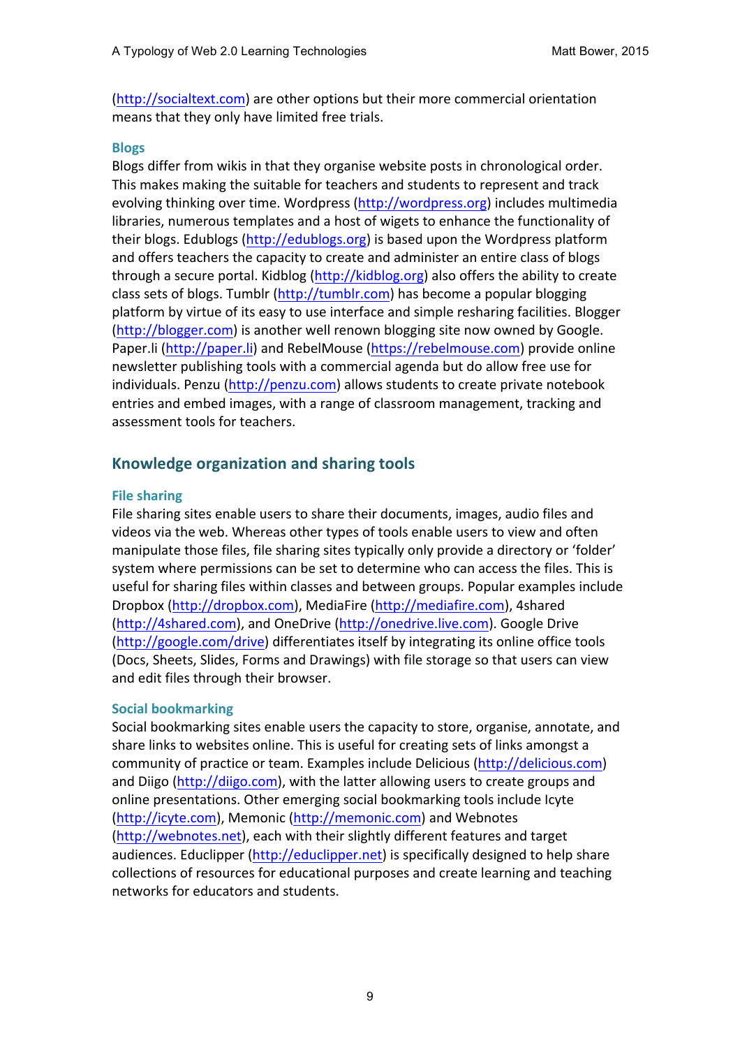(http://socialtext.com) are other options but their more commercial orientation means that they only have limited free trials.

### Blogs

Blogs differ from wikis in that they organise website posts in chronological order. This makes making the suitable for teachers and students to represent and track evolving thinking over time. Wordpress (http://wordpress.org) includes multimedia libraries, numerous templates and a host of wigets to enhance the functionality of their blogs. Edublogs (http://edublogs.org) is based upon the Wordpress platform and offers teachers the capacity to create and administer an entire class of blogs through a secure portal. Kidblog (http://kidblog.org) also offers the ability to create class sets of blogs. Tumblr (http://tumblr.com) has become a popular blogging platform by virtue of its easy to use interface and simple resharing facilities. Blogger (http://blogger.com) is another well renown blogging site now owned by Google. Paper.li (http://paper.li) and RebelMouse (https://rebelmouse.com) provide online newsletter publishing tools with a commercial agenda but do allow free use for individuals. Penzu (http://penzu.com) allows students to create private notebook entries and embed images, with a range of classroom management, tracking and assessment tools for teachers.

## Knowledge organization and sharing tools

### File sharing

File sharing sites enable users to share their documents, images, audio files and videos via the web. Whereas other types of tools enable users to view and often manipulate those files, file sharing sites typically only provide a directory or 'folder' system where permissions can be set to determine who can access the files. This is useful for sharing files within classes and between groups. Popular examples include Dropbox (http://dropbox.com), MediaFire (http://mediafire.com), 4shared (http://4shared.com), and OneDrive (http://onedrive.live.com). Google Drive (http://google.com/drive) differentiates itself by integrating its online office tools (Docs, Sheets, Slides, Forms and Drawings) with file storage so that users can view and edit files through their browser.

### Social bookmarking

Social bookmarking sites enable users the capacity to store, organise, annotate, and share links to websites online. This is useful for creating sets of links amongst a community of practice or team. Examples include Delicious (http://delicious.com) and Diigo (http://diigo.com), with the latter allowing users to create groups and online presentations. Other emerging social bookmarking tools include Icyte (http://icyte.com), Memonic (http://memonic.com) and Webnotes (http://webnotes.net), each with their slightly different features and target audiences. Educlipper (http://educlipper.net) is specifically designed to help share collections of resources for educational purposes and create learning and teaching networks for educators and students.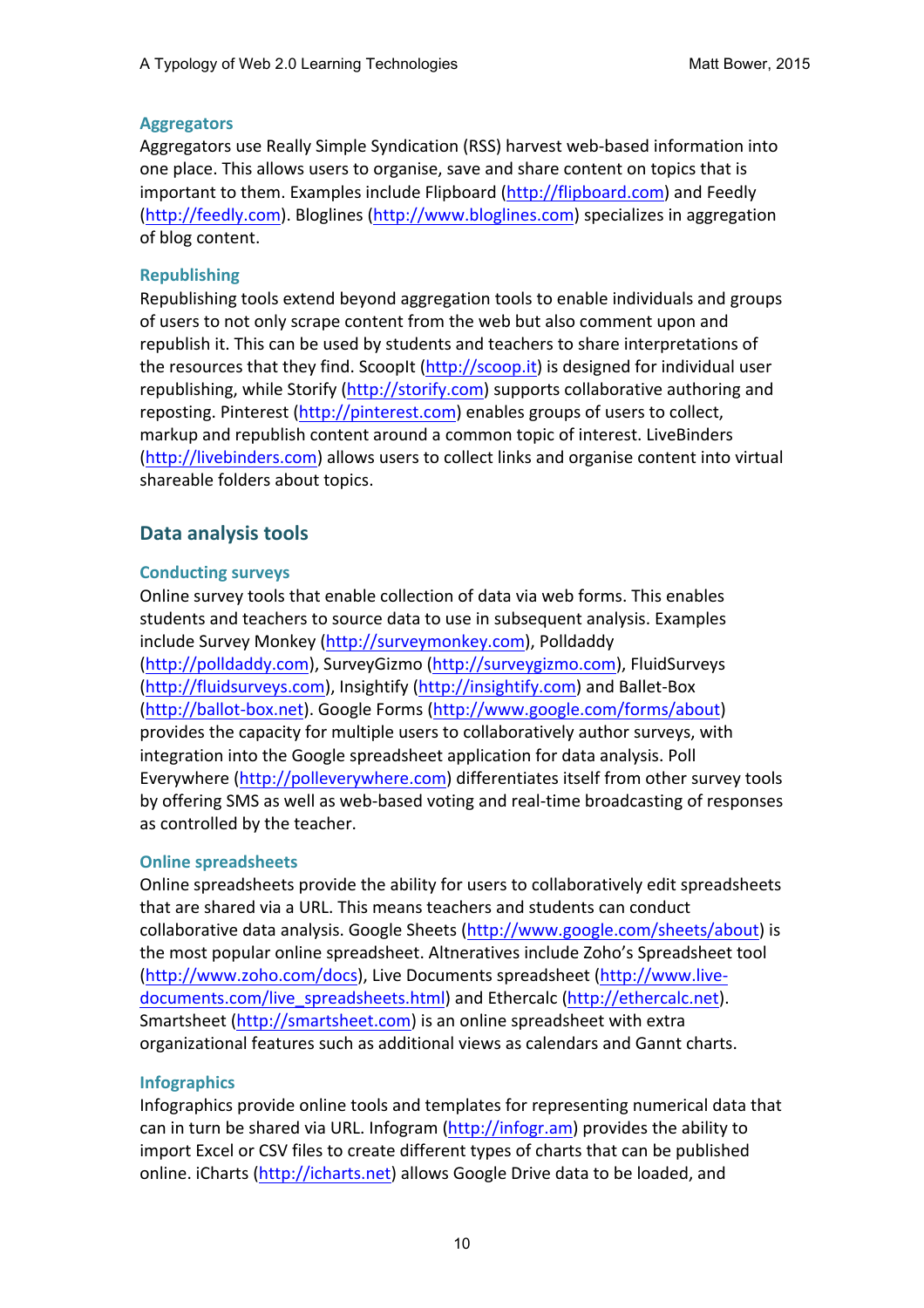### Aggregators

Aggregators use Really Simple Syndication (RSS) harvest web-based information into one place. This allows users to organise, save and share content on topics that is important to them. Examples include Flipboard (http://flipboard.com) and Feedly (http://feedly.com). Bloglines (http://www.bloglines.com) specializes in aggregation of blog content.

### Republishing

Republishing tools extend beyond aggregation tools to enable individuals and groups of users to not only scrape content from the web but also comment upon and republish it. This can be used by students and teachers to share interpretations of the resources that they find. ScoopIt (http://scoop.it) is designed for individual user republishing, while Storify (http://storify.com) supports collaborative authoring and reposting. Pinterest (http://pinterest.com) enables groups of users to collect, markup and republish content around a common topic of interest. LiveBinders (http://livebinders.com) allows users to collect links and organise content into virtual shareable folders about topics.

## Data analysis tools

### Conducting surveys

Online survey tools that enable collection of data via web forms. This enables students and teachers to source data to use in subsequent analysis. Examples include Survey Monkey (http://surveymonkey.com), Polldaddy (http://polldaddy.com), SurveyGizmo (http://surveygizmo.com), FluidSurveys (http://fluidsurveys.com), Insightify (http://insightify.com) and Ballet-Box (http://ballot-box.net). Google Forms (http://www.google.com/forms/about) provides the capacity for multiple users to collaboratively author surveys, with integration into the Google spreadsheet application for data analysis. Poll Everywhere (http://polleverywhere.com) differentiates itself from other survey tools by offering SMS as well as web-based voting and real-time broadcasting of responses as controlled by the teacher.

### Online spreadsheets

Online spreadsheets provide the ability for users to collaboratively edit spreadsheets that are shared via a URL. This means teachers and students can conduct collaborative data analysis. Google Sheets (http://www.google.com/sheets/about) is the most popular online spreadsheet. Altneratives include Zoho's Spreadsheet tool (http://www.zoho.com/docs), Live Documents spreadsheet (http://www.live-documents.com/live_spreadsheets.html) and Ethercalc (http://ethercalc.net). Smartsheet (http://smartsheet.com) is an online spreadsheet with extra organizational features such as additional views as calendars and Gannt charts.

### Infographics

Infographics provide online tools and templates for representing numerical data that can in turn be shared via URL. Infogram (http://infogr.am) provides the ability to import Excel or CSV files to create different types of charts that can be published online. iCharts (http://icharts.net) allows Google Drive data to be loaded, and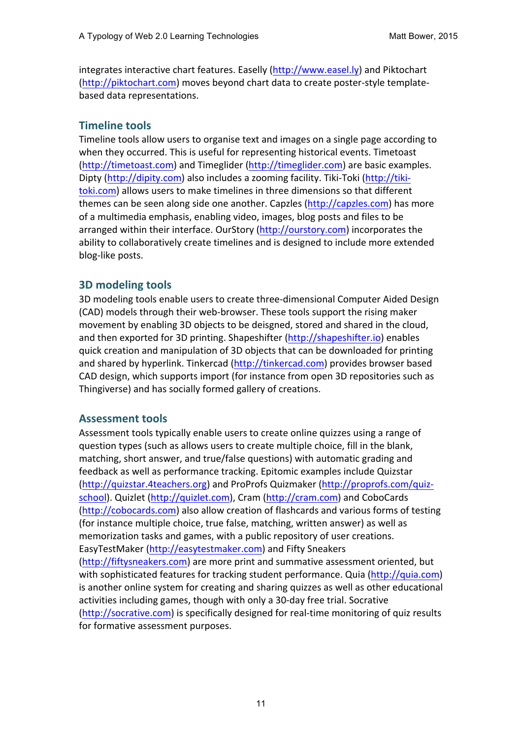integrates interactive chart features. Easelly (http://www.easel.ly) and Piktochart (http://piktochart.com) moves beyond chart data to create poster-style template-based data representations.

## Timeline tools

Timeline tools allow users to organise text and images on a single page according to when they occurred. This is useful for representing historical events. Timetoast (http://timetoast.com) and Timeglider (http://timeglider.com) are basic examples. Dipty (http://dipity.com) also includes a zooming facility. Tiki-Toki (http://tiki-toki.com) allows users to make timelines in three dimensions so that different themes can be seen along side one another. Capzles (http://capzles.com) has more of a multimedia emphasis, enabling video, images, blog posts and files to be arranged within their interface. OurStory (http://ourstory.com) incorporates the ability to collaboratively create timelines and is designed to include more extended blog-like posts.

## 3D modeling tools

3D modeling tools enable users to create three-dimensional Computer Aided Design (CAD) models through their web-browser. These tools support the rising maker movement by enabling 3D objects to be deisgned, stored and shared in the cloud, and then exported for 3D printing. Shapeshifter (http://shapeshifter.io) enables quick creation and manipulation of 3D objects that can be downloaded for printing and shared by hyperlink. Tinkercad (http://tinkercad.com) provides browser based CAD design, which supports import (for instance from open 3D repositories such as Thingiverse) and has socially formed gallery of creations.

## Assessment tools

Assessment tools typically enable users to create online quizzes using a range of question types (such as allows users to create multiple choice, fill in the blank, matching, short answer, and true/false questions) with automatic grading and feedback as well as performance tracking. Epitomic examples include Quizstar (http://quizstar.4teachers.org) and ProProfs Quizmaker (http://proprofs.com/quiz-school). Quizlet (http://quizlet.com), Cram (http://cram.com) and CoboCards (http://cobocards.com) also allow creation of flashcards and various forms of testing (for instance multiple choice, true false, matching, written answer) as well as memorization tasks and games, with a public repository of user creations. EasyTestMaker (http://easytestmaker.com) and Fifty Sneakers (http://fiftysneakers.com) are more print and summative assessment oriented, but with sophisticated features for tracking student performance. Quia (http://quia.com) is another online system for creating and sharing quizzes as well as other educational activities including games, though with only a 30-day free trial. Socrative (http://socrative.com) is specifically designed for real-time monitoring of quiz results for formative assessment purposes.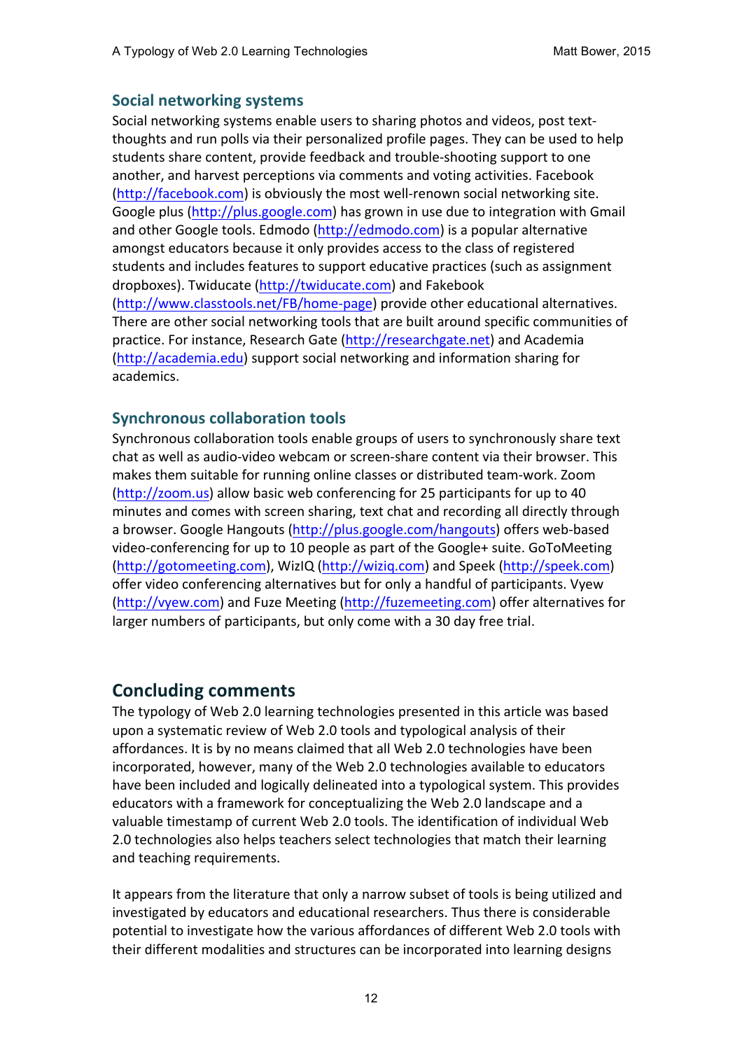### Social networking systems

Social networking systems enable users to sharing photos and videos, post text-thoughts and run polls via their personalized profile pages. They can be used to help students share content, provide feedback and trouble-shooting support to one another, and harvest perceptions via comments and voting activities. Facebook (http://facebook.com) is obviously the most well-renown social networking site. Google plus (http://plus.google.com) has grown in use due to integration with Gmail and other Google tools. Edmodo (http://edmodo.com) is a popular alternative amongst educators because it only provides access to the class of registered students and includes features to support educative practices (such as assignment dropboxes). Twiducate (http://twiducate.com) and Fakebook (http://www.classtools.net/FB/home-page) provide other educational alternatives. There are other social networking tools that are built around specific communities of practice. For instance, Research Gate (http://researchgate.net) and Academia (http://academia.edu) support social networking and information sharing for academics.

### Synchronous collaboration tools

Synchronous collaboration tools enable groups of users to synchronously share text chat as well as audio-video webcam or screen-share content via their browser. This makes them suitable for running online classes or distributed team-work. Zoom (http://zoom.us) allow basic web conferencing for 25 participants for up to 40 minutes and comes with screen sharing, text chat and recording all directly through a browser. Google Hangouts (http://plus.google.com/hangouts) offers web-based video-conferencing for up to 10 people as part of the Google+ suite. GoToMeeting (http://gotomeeting.com), WizIQ (http://wiziq.com) and Speek (http://speek.com) offer video conferencing alternatives but for only a handful of participants. Vyew (http://vyew.com) and Fuze Meeting (http://fuzemeeting.com) offer alternatives for larger numbers of participants, but only come with a 30 day free trial.

## Concluding comments

The typology of Web 2.0 learning technologies presented in this article was based upon a systematic review of Web 2.0 tools and typological analysis of their affordances. It is by no means claimed that all Web 2.0 technologies have been incorporated, however, many of the Web 2.0 technologies available to educators have been included and logically delineated into a typological system. This provides educators with a framework for conceptualizing the Web 2.0 landscape and a valuable timestamp of current Web 2.0 tools. The identification of individual Web 2.0 technologies also helps teachers select technologies that match their learning and teaching requirements.

It appears from the literature that only a narrow subset of tools is being utilized and investigated by educators and educational researchers. Thus there is considerable potential to investigate how the various affordances of different Web 2.0 tools with their different modalities and structures can be incorporated into learning designs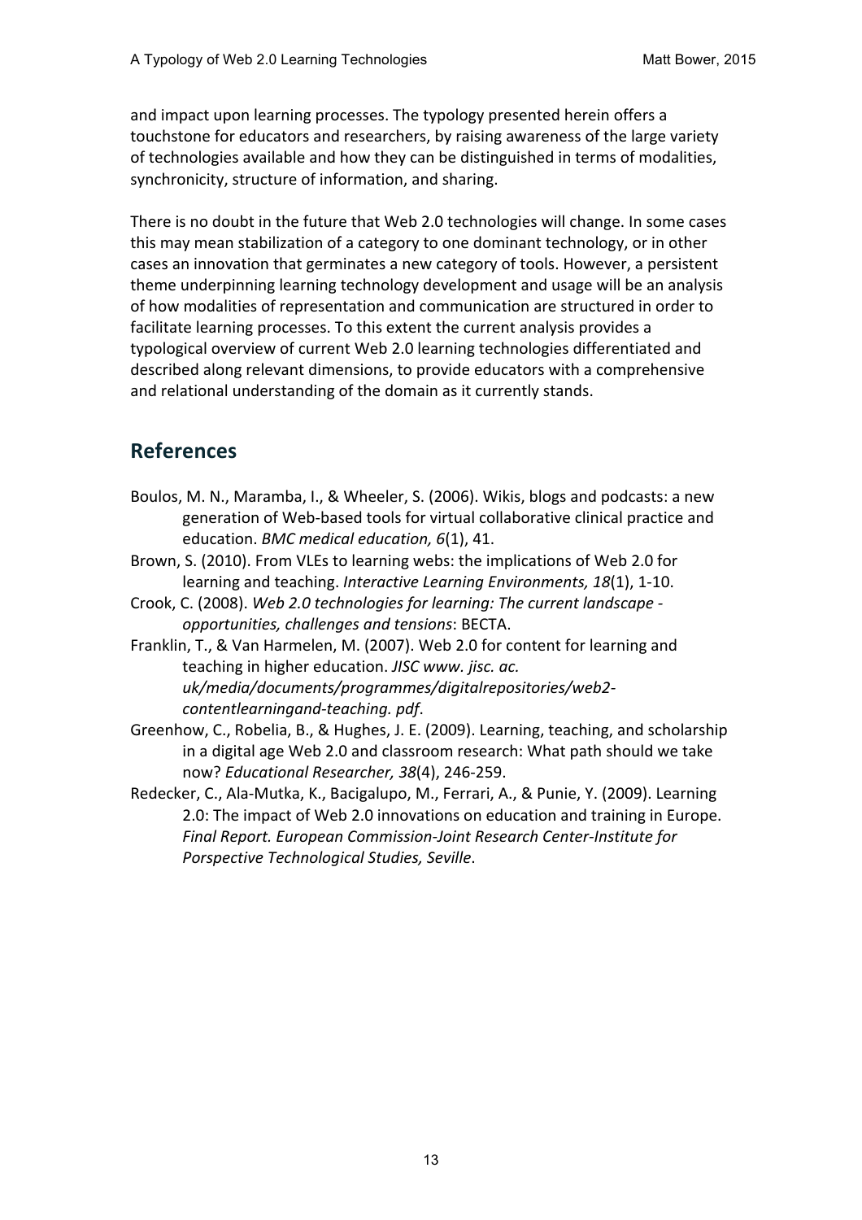and impact upon learning processes. The typology presented herein offers a touchstone for educators and researchers, by raising awareness of the large variety of technologies available and how they can be distinguished in terms of modalities, synchronicity, structure of information, and sharing.

There is no doubt in the future that Web 2.0 technologies will change. In some cases this may mean stabilization of a category to one dominant technology, or in other cases an innovation that germinates a new category of tools. However, a persistent theme underpinning learning technology development and usage will be an analysis of how modalities of representation and communication are structured in order to facilitate learning processes. To this extent the current analysis provides a typological overview of current Web 2.0 learning technologies differentiated and described along relevant dimensions, to provide educators with a comprehensive and relational understanding of the domain as it currently stands.

## References

Boulos, M. N., Maramba, I., & Wheeler, S. (2006). Wikis, blogs and podcasts: a new generation of Web-based tools for virtual collaborative clinical practice and education. *BMC medical education, 6*(1), 41.

Brown, S. (2010). From VLEs to learning webs: the implications of Web 2.0 for learning and teaching. *Interactive Learning Environments, 18*(1), 1-10.

Crook, C. (2008). *Web 2.0 technologies for learning: The current landscape - opportunities, challenges and tensions*: BECTA.

Franklin, T., & Van Harmelen, M. (2007). Web 2.0 for content for learning and teaching in higher education. *JISC www. jisc. ac. uk/media/documents/programmes/digitalrepositories/web2-contentlearningand-teaching. pdf*.

Greenhow, C., Robelia, B., & Hughes, J. E. (2009). Learning, teaching, and scholarship in a digital age Web 2.0 and classroom research: What path should we take now? *Educational Researcher, 38*(4), 246-259.

Redecker, C., Ala-Mutka, K., Bacigalupo, M., Ferrari, A., & Punie, Y. (2009). Learning 2.0: The impact of Web 2.0 innovations on education and training in Europe. *Final Report. European Commission-Joint Research Center-Institute for Porspective Technological Studies, Seville*.